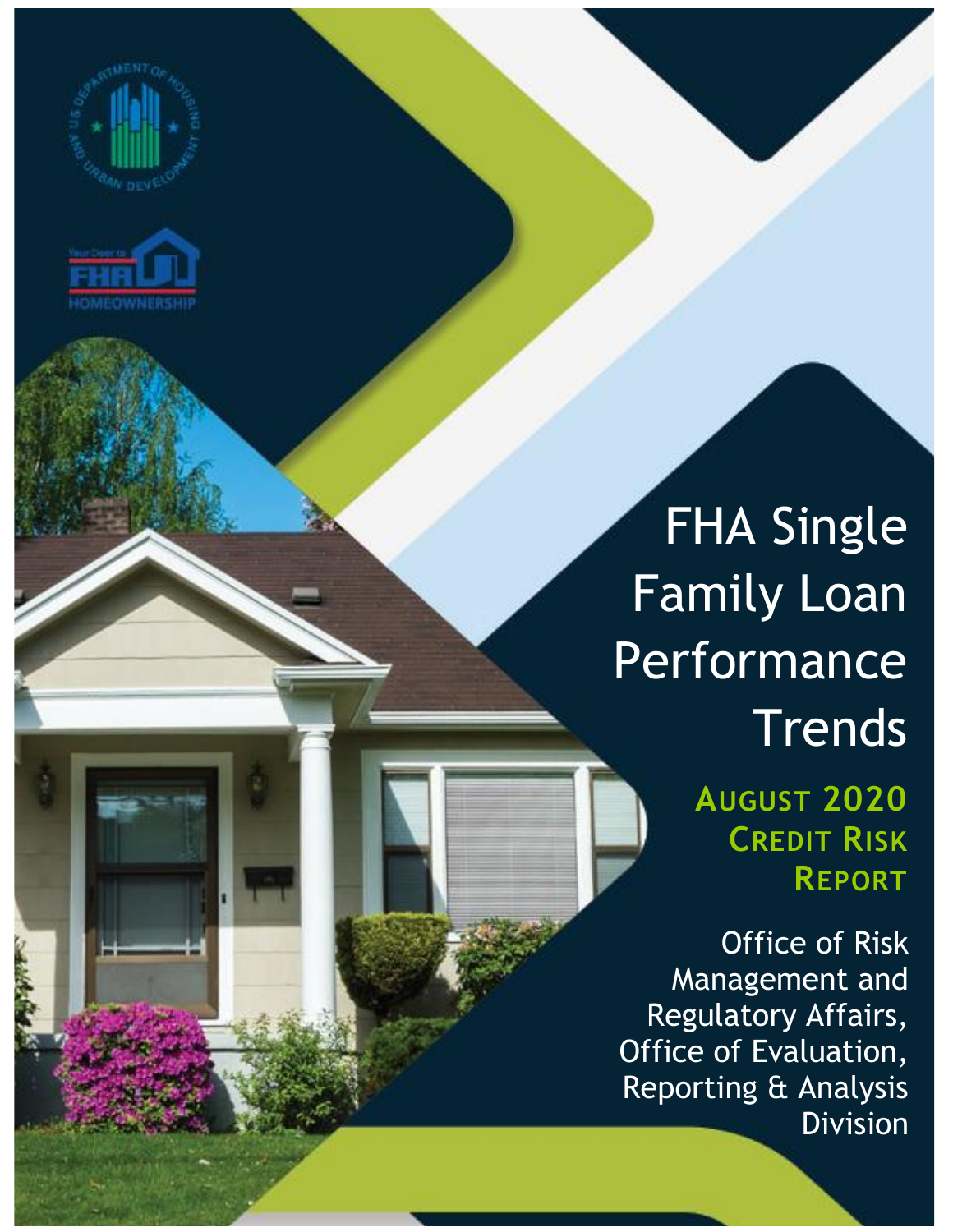# FHA Single Family Loan Performance Trends

## August 2020 Credit Risk Report

Office of Risk Management and Regulatory Affairs, Office of Evaluation, Reporting & Analysis Division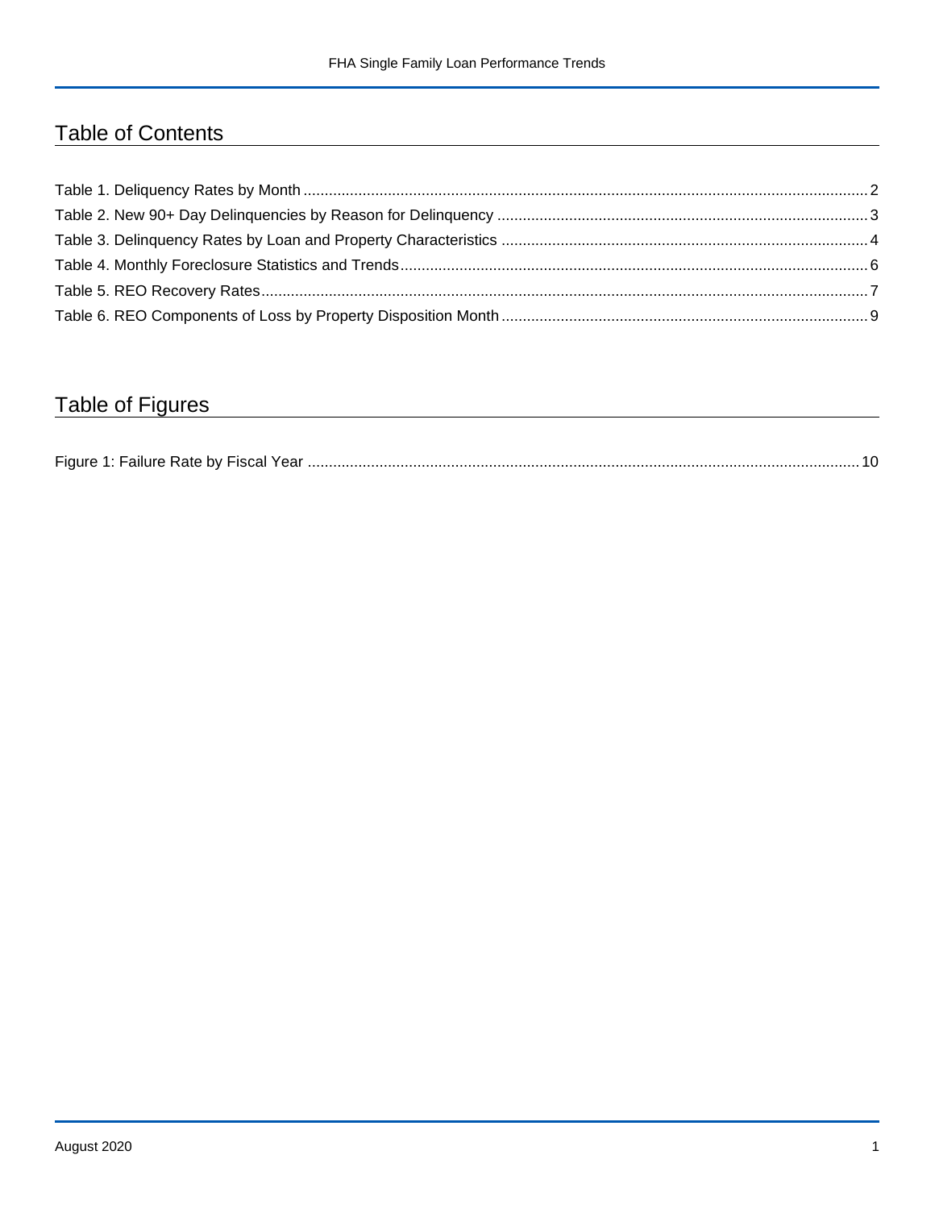## Table of Contents

Table 1. Deliquency Rates by Month ........................................................ 2
Table 2. New 90+ Day Delinquencies by Reason for Delinquency ........................................................ 3
Table 3. Delinquency Rates by Loan and Property Characteristics ........................................................ 4
Table 4. Monthly Foreclosure Statistics and Trends ........................................................ 6
Table 5. REO Recovery Rates ........................................................ 7
Table 6. REO Components of Loss by Property Disposition Month ........................................................ 9

## Table of Figures

Figure 1: Failure Rate by Fiscal Year ........................................................ 10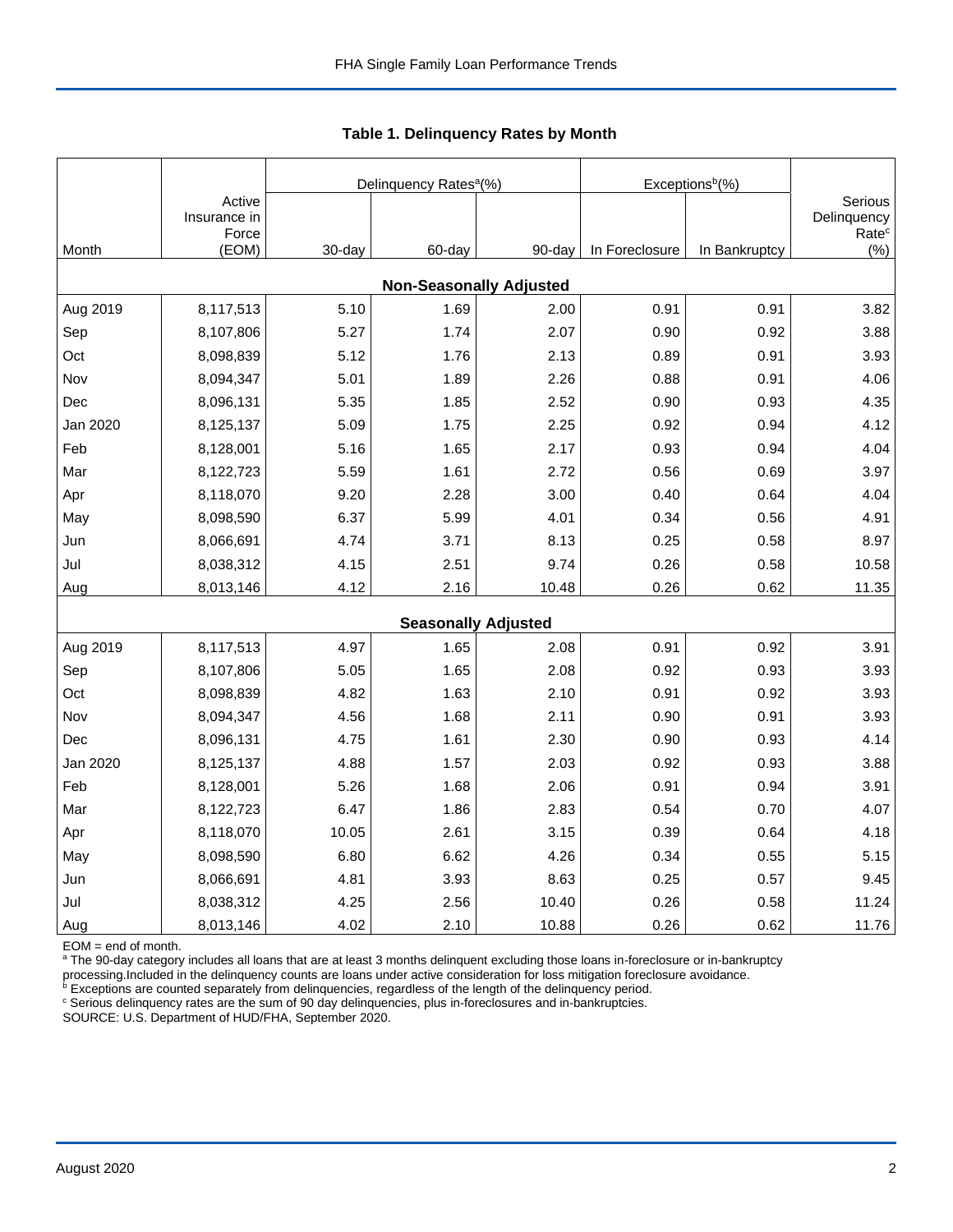## Table 1. Delinquency Rates by Month

| Month | Active Insurance in Force (EOM) | Delinquency Rates[a](%) | | | Exceptions[b](%) | | Serious Delinquency Rate[c] (%) |
|---|---|---|---|---|---|---|---|
| | | 30-day | 60-day | 90-day | In Foreclosure | In Bankruptcy | |
| **Non-Seasonally Adjusted** | | | | | | | |
| Aug 2019 | 8,117,513 | 5.10 | 1.69 | 2.00 | 0.91 | 0.91 | 3.82 |
| Sep | 8,107,806 | 5.27 | 1.74 | 2.07 | 0.90 | 0.92 | 3.88 |
| Oct | 8,098,839 | 5.12 | 1.76 | 2.13 | 0.89 | 0.91 | 3.93 |
| Nov | 8,094,347 | 5.01 | 1.89 | 2.26 | 0.88 | 0.91 | 4.06 |
| Dec | 8,096,131 | 5.35 | 1.85 | 2.52 | 0.90 | 0.93 | 4.35 |
| Jan 2020 | 8,125,137 | 5.09 | 1.75 | 2.25 | 0.92 | 0.94 | 4.12 |
| Feb | 8,128,001 | 5.16 | 1.65 | 2.17 | 0.93 | 0.94 | 4.04 |
| Mar | 8,122,723 | 5.59 | 1.61 | 2.72 | 0.56 | 0.69 | 3.97 |
| Apr | 8,118,070 | 9.20 | 2.28 | 3.00 | 0.40 | 0.64 | 4.04 |
| May | 8,098,590 | 6.37 | 5.99 | 4.01 | 0.34 | 0.56 | 4.91 |
| Jun | 8,066,691 | 4.74 | 3.71 | 8.13 | 0.25 | 0.58 | 8.97 |
| Jul | 8,038,312 | 4.15 | 2.51 | 9.74 | 0.26 | 0.58 | 10.58 |
| Aug | 8,013,146 | 4.12 | 2.16 | 10.48 | 0.26 | 0.62 | 11.35 |
| **Seasonally Adjusted** | | | | | | | |
| Aug 2019 | 8,117,513 | 4.97 | 1.65 | 2.08 | 0.91 | 0.92 | 3.91 |
| Sep | 8,107,806 | 5.05 | 1.65 | 2.08 | 0.92 | 0.93 | 3.93 |
| Oct | 8,098,839 | 4.82 | 1.63 | 2.10 | 0.91 | 0.92 | 3.93 |
| Nov | 8,094,347 | 4.56 | 1.68 | 2.11 | 0.90 | 0.91 | 3.93 |
| Dec | 8,096,131 | 4.75 | 1.61 | 2.30 | 0.90 | 0.93 | 4.14 |
| Jan 2020 | 8,125,137 | 4.88 | 1.57 | 2.03 | 0.92 | 0.93 | 3.88 |
| Feb | 8,128,001 | 5.26 | 1.68 | 2.06 | 0.91 | 0.94 | 3.91 |
| Mar | 8,122,723 | 6.47 | 1.86 | 2.83 | 0.54 | 0.70 | 4.07 |
| Apr | 8,118,070 | 10.05 | 2.61 | 3.15 | 0.39 | 0.64 | 4.18 |
| May | 8,098,590 | 6.80 | 6.62 | 4.26 | 0.34 | 0.55 | 5.15 |
| Jun | 8,066,691 | 4.81 | 3.93 | 8.63 | 0.25 | 0.57 | 9.45 |
| Jul | 8,038,312 | 4.25 | 2.56 | 10.40 | 0.26 | 0.58 | 11.24 |
| Aug | 8,013,146 | 4.02 | 2.10 | 10.88 | 0.26 | 0.62 | 11.76 |

EOM = end of month.
[a] The 90-day category includes all loans that are at least 3 months delinquent excluding those loans in-foreclosure or in-bankruptcy processing.Included in the delinquency counts are loans under active consideration for loss mitigation foreclosure avoidance.
[b] Exceptions are counted separately from delinquencies, regardless of the length of the delinquency period.
[c] Serious delinquency rates are the sum of 90 day delinquencies, plus in-foreclosures and in-bankruptcies.
SOURCE: U.S. Department of HUD/FHA, September 2020.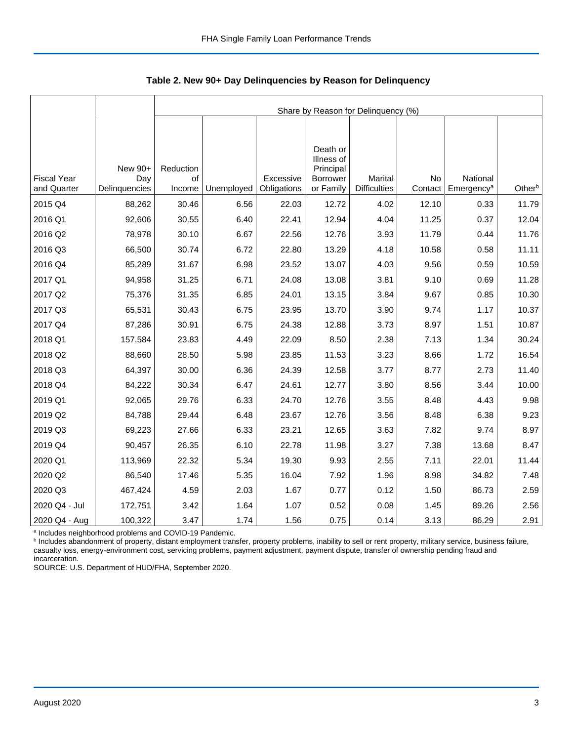**Table 2. New 90+ Day Delinquencies by Reason for Delinquency**

| Fiscal Year and Quarter | New 90+ Day Delinquencies | Share by Reason for Delinquency (%) | | | | | | | |
|---|---|---|---|---|---|---|---|---|---|
| | | Reduction of Income | Unemployed | Excessive Obligations | Death or Illness of Principal Borrower or Family | Marital Difficulties | No Contact | National Emergency[a] | Other[b] |
| 2015 Q4 | 88,262 | 30.46 | 6.56 | 22.03 | 12.72 | 4.02 | 12.10 | 0.33 | 11.79 |
| 2016 Q1 | 92,606 | 30.55 | 6.40 | 22.41 | 12.94 | 4.04 | 11.25 | 0.37 | 12.04 |
| 2016 Q2 | 78,978 | 30.10 | 6.67 | 22.56 | 12.76 | 3.93 | 11.79 | 0.44 | 11.76 |
| 2016 Q3 | 66,500 | 30.74 | 6.72 | 22.80 | 13.29 | 4.18 | 10.58 | 0.58 | 11.11 |
| 2016 Q4 | 85,289 | 31.67 | 6.98 | 23.52 | 13.07 | 4.03 | 9.56 | 0.59 | 10.59 |
| 2017 Q1 | 94,958 | 31.25 | 6.71 | 24.08 | 13.08 | 3.81 | 9.10 | 0.69 | 11.28 |
| 2017 Q2 | 75,376 | 31.35 | 6.85 | 24.01 | 13.15 | 3.84 | 9.67 | 0.85 | 10.30 |
| 2017 Q3 | 65,531 | 30.43 | 6.75 | 23.95 | 13.70 | 3.90 | 9.74 | 1.17 | 10.37 |
| 2017 Q4 | 87,286 | 30.91 | 6.75 | 24.38 | 12.88 | 3.73 | 8.97 | 1.51 | 10.87 |
| 2018 Q1 | 157,584 | 23.83 | 4.49 | 22.09 | 8.50 | 2.38 | 7.13 | 1.34 | 30.24 |
| 2018 Q2 | 88,660 | 28.50 | 5.98 | 23.85 | 11.53 | 3.23 | 8.66 | 1.72 | 16.54 |
| 2018 Q3 | 64,397 | 30.00 | 6.36 | 24.39 | 12.58 | 3.77 | 8.77 | 2.73 | 11.40 |
| 2018 Q4 | 84,222 | 30.34 | 6.47 | 24.61 | 12.77 | 3.80 | 8.56 | 3.44 | 10.00 |
| 2019 Q1 | 92,065 | 29.76 | 6.33 | 24.70 | 12.76 | 3.55 | 8.48 | 4.43 | 9.98 |
| 2019 Q2 | 84,788 | 29.44 | 6.48 | 23.67 | 12.76 | 3.56 | 8.48 | 6.38 | 9.23 |
| 2019 Q3 | 69,223 | 27.66 | 6.33 | 23.21 | 12.65 | 3.63 | 7.82 | 9.74 | 8.97 |
| 2019 Q4 | 90,457 | 26.35 | 6.10 | 22.78 | 11.98 | 3.27 | 7.38 | 13.68 | 8.47 |
| 2020 Q1 | 113,969 | 22.32 | 5.34 | 19.30 | 9.93 | 2.55 | 7.11 | 22.01 | 11.44 |
| 2020 Q2 | 86,540 | 17.46 | 5.35 | 16.04 | 7.92 | 1.96 | 8.98 | 34.82 | 7.48 |
| 2020 Q3 | 467,424 | 4.59 | 2.03 | 1.67 | 0.77 | 0.12 | 1.50 | 86.73 | 2.59 |
| 2020 Q4 - Jul | 172,751 | 3.42 | 1.64 | 1.07 | 0.52 | 0.08 | 1.45 | 89.26 | 2.56 |
| 2020 Q4 - Aug | 100,322 | 3.47 | 1.74 | 1.56 | 0.75 | 0.14 | 3.13 | 86.29 | 2.91 |

[a] Includes neighborhood problems and COVID-19 Pandemic.
[b] Includes abandonment of property, distant employment transfer, property problems, inability to sell or rent property, military service, business failure, casualty loss, energy-environment cost, servicing problems, payment adjustment, payment dispute, transfer of ownership pending fraud and incarceration.
SOURCE: U.S. Department of HUD/FHA, September 2020.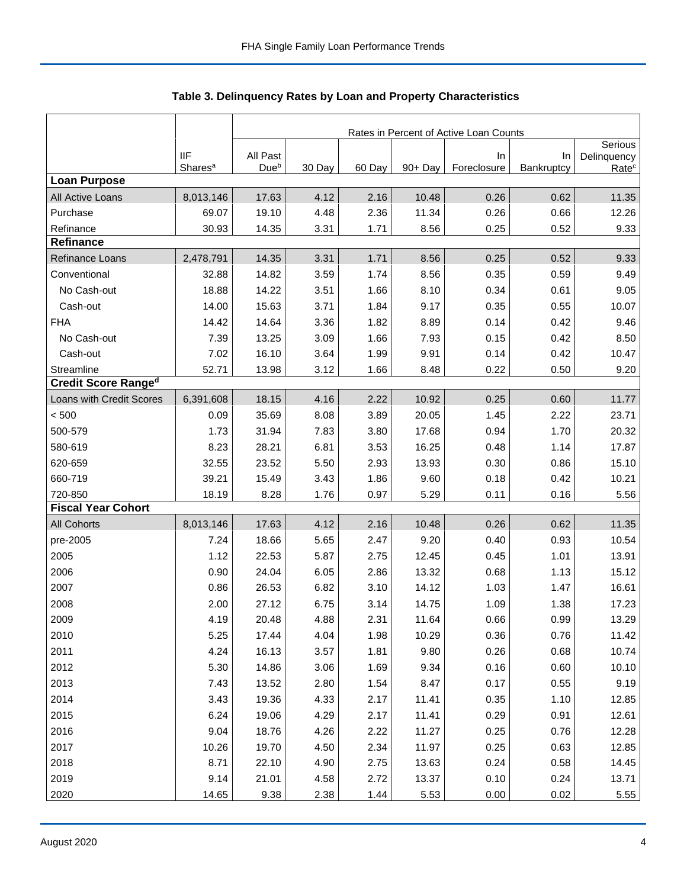## Table 3. Delinquency Rates by Loan and Property Characteristics

| | | Rates in Percent of Active Loan Counts | | | | | | |
|---|---|---|---|---|---|---|---|---|
| | IIF Shares[a] | All Past Due[b] | 30 Day | 60 Day | 90+ Day | In Foreclosure | In Bankruptcy | Serious Delinquency Rate[c] |
| **Loan Purpose** | | | | | | | | |
| All Active Loans | 8,013,146 | 17.63 | 4.12 | 2.16 | 10.48 | 0.26 | 0.62 | 11.35 |
| Purchase | 69.07 | 19.10 | 4.48 | 2.36 | 11.34 | 0.26 | 0.66 | 12.26 |
| Refinance | 30.93 | 14.35 | 3.31 | 1.71 | 8.56 | 0.25 | 0.52 | 9.33 |
| **Refinance** | | | | | | | | |
| Refinance Loans | 2,478,791 | 14.35 | 3.31 | 1.71 | 8.56 | 0.25 | 0.52 | 9.33 |
| Conventional | 32.88 | 14.82 | 3.59 | 1.74 | 8.56 | 0.35 | 0.59 | 9.49 |
| No Cash-out | 18.88 | 14.22 | 3.51 | 1.66 | 8.10 | 0.34 | 0.61 | 9.05 |
| Cash-out | 14.00 | 15.63 | 3.71 | 1.84 | 9.17 | 0.35 | 0.55 | 10.07 |
| FHA | 14.42 | 14.64 | 3.36 | 1.82 | 8.89 | 0.14 | 0.42 | 9.46 |
| No Cash-out | 7.39 | 13.25 | 3.09 | 1.66 | 7.93 | 0.15 | 0.42 | 8.50 |
| Cash-out | 7.02 | 16.10 | 3.64 | 1.99 | 9.91 | 0.14 | 0.42 | 10.47 |
| Streamline | 52.71 | 13.98 | 3.12 | 1.66 | 8.48 | 0.22 | 0.50 | 9.20 |
| **Credit Score Range[d]** | | | | | | | | |
| Loans with Credit Scores | 6,391,608 | 18.15 | 4.16 | 2.22 | 10.92 | 0.25 | 0.60 | 11.77 |
| < 500 | 0.09 | 35.69 | 8.08 | 3.89 | 20.05 | 1.45 | 2.22 | 23.71 |
| 500-579 | 1.73 | 31.94 | 7.83 | 3.80 | 17.68 | 0.94 | 1.70 | 20.32 |
| 580-619 | 8.23 | 28.21 | 6.81 | 3.53 | 16.25 | 0.48 | 1.14 | 17.87 |
| 620-659 | 32.55 | 23.52 | 5.50 | 2.93 | 13.93 | 0.30 | 0.86 | 15.10 |
| 660-719 | 39.21 | 15.49 | 3.43 | 1.86 | 9.60 | 0.18 | 0.42 | 10.21 |
| 720-850 | 18.19 | 8.28 | 1.76 | 0.97 | 5.29 | 0.11 | 0.16 | 5.56 |
| **Fiscal Year Cohort** | | | | | | | | |
| All Cohorts | 8,013,146 | 17.63 | 4.12 | 2.16 | 10.48 | 0.26 | 0.62 | 11.35 |
| pre-2005 | 7.24 | 18.66 | 5.65 | 2.47 | 9.20 | 0.40 | 0.93 | 10.54 |
| 2005 | 1.12 | 22.53 | 5.87 | 2.75 | 12.45 | 0.45 | 1.01 | 13.91 |
| 2006 | 0.90 | 24.04 | 6.05 | 2.86 | 13.32 | 0.68 | 1.13 | 15.12 |
| 2007 | 0.86 | 26.53 | 6.82 | 3.10 | 14.12 | 1.03 | 1.47 | 16.61 |
| 2008 | 2.00 | 27.12 | 6.75 | 3.14 | 14.75 | 1.09 | 1.38 | 17.23 |
| 2009 | 4.19 | 20.48 | 4.88 | 2.31 | 11.64 | 0.66 | 0.99 | 13.29 |
| 2010 | 5.25 | 17.44 | 4.04 | 1.98 | 10.29 | 0.36 | 0.76 | 11.42 |
| 2011 | 4.24 | 16.13 | 3.57 | 1.81 | 9.80 | 0.26 | 0.68 | 10.74 |
| 2012 | 5.30 | 14.86 | 3.06 | 1.69 | 9.34 | 0.16 | 0.60 | 10.10 |
| 2013 | 7.43 | 13.52 | 2.80 | 1.54 | 8.47 | 0.17 | 0.55 | 9.19 |
| 2014 | 3.43 | 19.36 | 4.33 | 2.17 | 11.41 | 0.35 | 1.10 | 12.85 |
| 2015 | 6.24 | 19.06 | 4.29 | 2.17 | 11.41 | 0.29 | 0.91 | 12.61 |
| 2016 | 9.04 | 18.76 | 4.26 | 2.22 | 11.27 | 0.25 | 0.76 | 12.28 |
| 2017 | 10.26 | 19.70 | 4.50 | 2.34 | 11.97 | 0.25 | 0.63 | 12.85 |
| 2018 | 8.71 | 22.10 | 4.90 | 2.75 | 13.63 | 0.24 | 0.58 | 14.45 |
| 2019 | 9.14 | 21.01 | 4.58 | 2.72 | 13.37 | 0.10 | 0.24 | 13.71 |
| 2020 | 14.65 | 9.38 | 2.38 | 1.44 | 5.53 | 0.00 | 0.02 | 5.55 |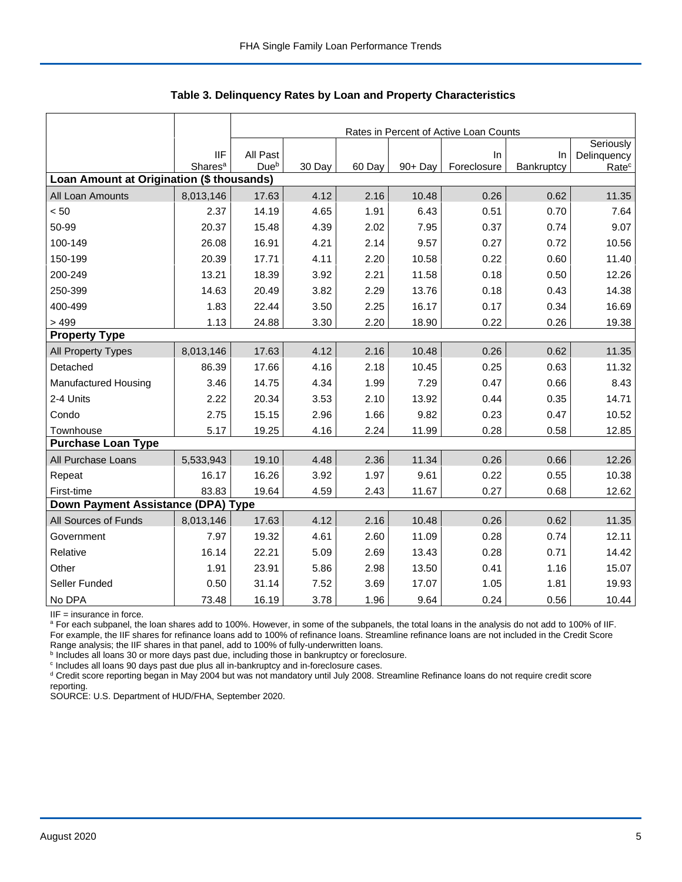## Table 3. Delinquency Rates by Loan and Property Characteristics

| | | Rates in Percent of Active Loan Counts | | | | | | |
|---|---|---|---|---|---|---|---|---|
| | IIF Shares[a] | All Past Due[b] | 30 Day | 60 Day | 90+ Day | In Foreclosure | In Bankruptcy | Seriously Delinquency Rate[c] |
| **Loan Amount at Origination ($ thousands)** | | | | | | | | |
| All Loan Amounts | 8,013,146 | 17.63 | 4.12 | 2.16 | 10.48 | 0.26 | 0.62 | 11.35 |
| < 50 | 2.37 | 14.19 | 4.65 | 1.91 | 6.43 | 0.51 | 0.70 | 7.64 |
| 50-99 | 20.37 | 15.48 | 4.39 | 2.02 | 7.95 | 0.37 | 0.74 | 9.07 |
| 100-149 | 26.08 | 16.91 | 4.21 | 2.14 | 9.57 | 0.27 | 0.72 | 10.56 |
| 150-199 | 20.39 | 17.71 | 4.11 | 2.20 | 10.58 | 0.22 | 0.60 | 11.40 |
| 200-249 | 13.21 | 18.39 | 3.92 | 2.21 | 11.58 | 0.18 | 0.50 | 12.26 |
| 250-399 | 14.63 | 20.49 | 3.82 | 2.29 | 13.76 | 0.18 | 0.43 | 14.38 |
| 400-499 | 1.83 | 22.44 | 3.50 | 2.25 | 16.17 | 0.17 | 0.34 | 16.69 |
| > 499 | 1.13 | 24.88 | 3.30 | 2.20 | 18.90 | 0.22 | 0.26 | 19.38 |
| **Property Type** | | | | | | | | |
| All Property Types | 8,013,146 | 17.63 | 4.12 | 2.16 | 10.48 | 0.26 | 0.62 | 11.35 |
| Detached | 86.39 | 17.66 | 4.16 | 2.18 | 10.45 | 0.25 | 0.63 | 11.32 |
| Manufactured Housing | 3.46 | 14.75 | 4.34 | 1.99 | 7.29 | 0.47 | 0.66 | 8.43 |
| 2-4 Units | 2.22 | 20.34 | 3.53 | 2.10 | 13.92 | 0.44 | 0.35 | 14.71 |
| Condo | 2.75 | 15.15 | 2.96 | 1.66 | 9.82 | 0.23 | 0.47 | 10.52 |
| Townhouse | 5.17 | 19.25 | 4.16 | 2.24 | 11.99 | 0.28 | 0.58 | 12.85 |
| **Purchase Loan Type** | | | | | | | | |
| All Purchase Loans | 5,533,943 | 19.10 | 4.48 | 2.36 | 11.34 | 0.26 | 0.66 | 12.26 |
| Repeat | 16.17 | 16.26 | 3.92 | 1.97 | 9.61 | 0.22 | 0.55 | 10.38 |
| First-time | 83.83 | 19.64 | 4.59 | 2.43 | 11.67 | 0.27 | 0.68 | 12.62 |
| **Down Payment Assistance (DPA) Type** | | | | | | | | |
| All Sources of Funds | 8,013,146 | 17.63 | 4.12 | 2.16 | 10.48 | 0.26 | 0.62 | 11.35 |
| Government | 7.97 | 19.32 | 4.61 | 2.60 | 11.09 | 0.28 | 0.74 | 12.11 |
| Relative | 16.14 | 22.21 | 5.09 | 2.69 | 13.43 | 0.28 | 0.71 | 14.42 |
| Other | 1.91 | 23.91 | 5.86 | 2.98 | 13.50 | 0.41 | 1.16 | 15.07 |
| Seller Funded | 0.50 | 31.14 | 7.52 | 3.69 | 17.07 | 1.05 | 1.81 | 19.93 |
| No DPA | 73.48 | 16.19 | 3.78 | 1.96 | 9.64 | 0.24 | 0.56 | 10.44 |

IIF = insurance in force.

[a] For each subpanel, the loan shares add to 100%. However, in some of the subpanels, the total loans in the analysis do not add to 100% of IIF. For example, the IIF shares for refinance loans add to 100% of refinance loans. Streamline refinance loans are not included in the Credit Score Range analysis; the IIF shares in that panel, add to 100% of fully-underwritten loans.

[b] Includes all loans 30 or more days past due, including those in bankruptcy or foreclosure.

[c] Includes all loans 90 days past due plus all in-bankruptcy and in-foreclosure cases.

[d] Credit score reporting began in May 2004 but was not mandatory until July 2008. Streamline Refinance loans do not require credit score reporting.

SOURCE: U.S. Department of HUD/FHA, September 2020.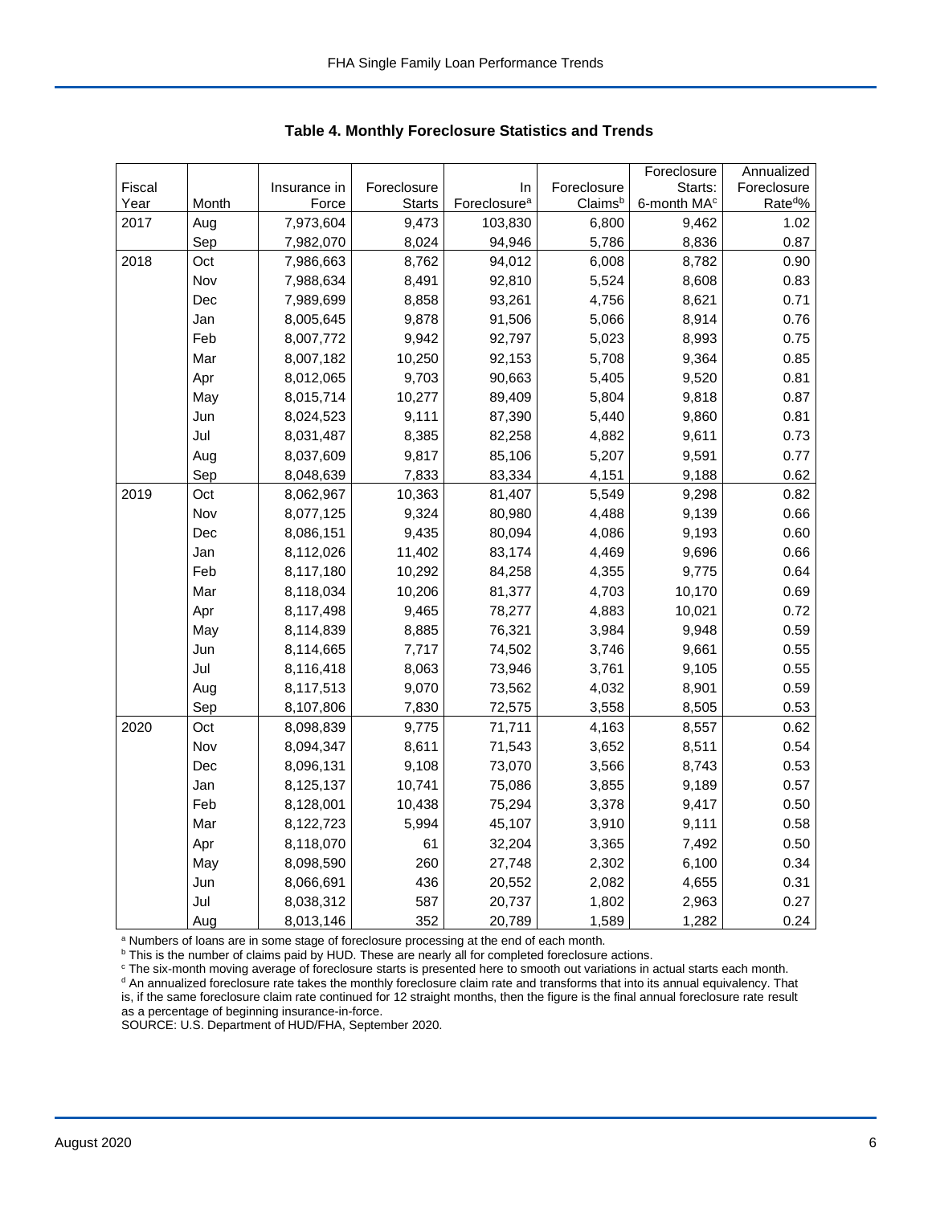## Table 4. Monthly Foreclosure Statistics and Trends

| Fiscal Year | Month | Insurance in Force | Foreclosure Starts | In Foreclosure[a] | Foreclosure Claims[b] | Foreclosure Starts: 6-month MA[c] | Annualized Foreclosure Rate[d]% |
|---|---|---|---|---|---|---|---|
| 2017 | Aug | 7,973,604 | 9,473 | 103,830 | 6,800 | 9,462 | 1.02 |
| | Sep | 7,982,070 | 8,024 | 94,946 | 5,786 | 8,836 | 0.87 |
| 2018 | Oct | 7,986,663 | 8,762 | 94,012 | 6,008 | 8,782 | 0.90 |
| | Nov | 7,988,634 | 8,491 | 92,810 | 5,524 | 8,608 | 0.83 |
| | Dec | 7,989,699 | 8,858 | 93,261 | 4,756 | 8,621 | 0.71 |
| | Jan | 8,005,645 | 9,878 | 91,506 | 5,066 | 8,914 | 0.76 |
| | Feb | 8,007,772 | 9,942 | 92,797 | 5,023 | 8,993 | 0.75 |
| | Mar | 8,007,182 | 10,250 | 92,153 | 5,708 | 9,364 | 0.85 |
| | Apr | 8,012,065 | 9,703 | 90,663 | 5,405 | 9,520 | 0.81 |
| | May | 8,015,714 | 10,277 | 89,409 | 5,804 | 9,818 | 0.87 |
| | Jun | 8,024,523 | 9,111 | 87,390 | 5,440 | 9,860 | 0.81 |
| | Jul | 8,031,487 | 8,385 | 82,258 | 4,882 | 9,611 | 0.73 |
| | Aug | 8,037,609 | 9,817 | 85,106 | 5,207 | 9,591 | 0.77 |
| | Sep | 8,048,639 | 7,833 | 83,334 | 4,151 | 9,188 | 0.62 |
| 2019 | Oct | 8,062,967 | 10,363 | 81,407 | 5,549 | 9,298 | 0.82 |
| | Nov | 8,077,125 | 9,324 | 80,980 | 4,488 | 9,139 | 0.66 |
| | Dec | 8,086,151 | 9,435 | 80,094 | 4,086 | 9,193 | 0.60 |
| | Jan | 8,112,026 | 11,402 | 83,174 | 4,469 | 9,696 | 0.66 |
| | Feb | 8,117,180 | 10,292 | 84,258 | 4,355 | 9,775 | 0.64 |
| | Mar | 8,118,034 | 10,206 | 81,377 | 4,703 | 10,170 | 0.69 |
| | Apr | 8,117,498 | 9,465 | 78,277 | 4,883 | 10,021 | 0.72 |
| | May | 8,114,839 | 8,885 | 76,321 | 3,984 | 9,948 | 0.59 |
| | Jun | 8,114,665 | 7,717 | 74,502 | 3,746 | 9,661 | 0.55 |
| | Jul | 8,116,418 | 8,063 | 73,946 | 3,761 | 9,105 | 0.55 |
| | Aug | 8,117,513 | 9,070 | 73,562 | 4,032 | 8,901 | 0.59 |
| | Sep | 8,107,806 | 7,830 | 72,575 | 3,558 | 8,505 | 0.53 |
| 2020 | Oct | 8,098,839 | 9,775 | 71,711 | 4,163 | 8,557 | 0.62 |
| | Nov | 8,094,347 | 8,611 | 71,543 | 3,652 | 8,511 | 0.54 |
| | Dec | 8,096,131 | 9,108 | 73,070 | 3,566 | 8,743 | 0.53 |
| | Jan | 8,125,137 | 10,741 | 75,086 | 3,855 | 9,189 | 0.57 |
| | Feb | 8,128,001 | 10,438 | 75,294 | 3,378 | 9,417 | 0.50 |
| | Mar | 8,122,723 | 5,994 | 45,107 | 3,910 | 9,111 | 0.58 |
| | Apr | 8,118,070 | 61 | 32,204 | 3,365 | 7,492 | 0.50 |
| | May | 8,098,590 | 260 | 27,748 | 2,302 | 6,100 | 0.34 |
| | Jun | 8,066,691 | 436 | 20,552 | 2,082 | 4,655 | 0.31 |
| | Jul | 8,038,312 | 587 | 20,737 | 1,802 | 2,963 | 0.27 |
| | Aug | 8,013,146 | 352 | 20,789 | 1,589 | 1,282 | 0.24 |

[a] Numbers of loans are in some stage of foreclosure processing at the end of each month.
[b] This is the number of claims paid by HUD. These are nearly all for completed foreclosure actions.
[c] The six-month moving average of foreclosure starts is presented here to smooth out variations in actual starts each month.
[d] An annualized foreclosure rate takes the monthly foreclosure claim rate and transforms that into its annual equivalency. That is, if the same foreclosure claim rate continued for 12 straight months, then the figure is the final annual foreclosure rate result as a percentage of beginning insurance-in-force.
SOURCE: U.S. Department of HUD/FHA, September 2020.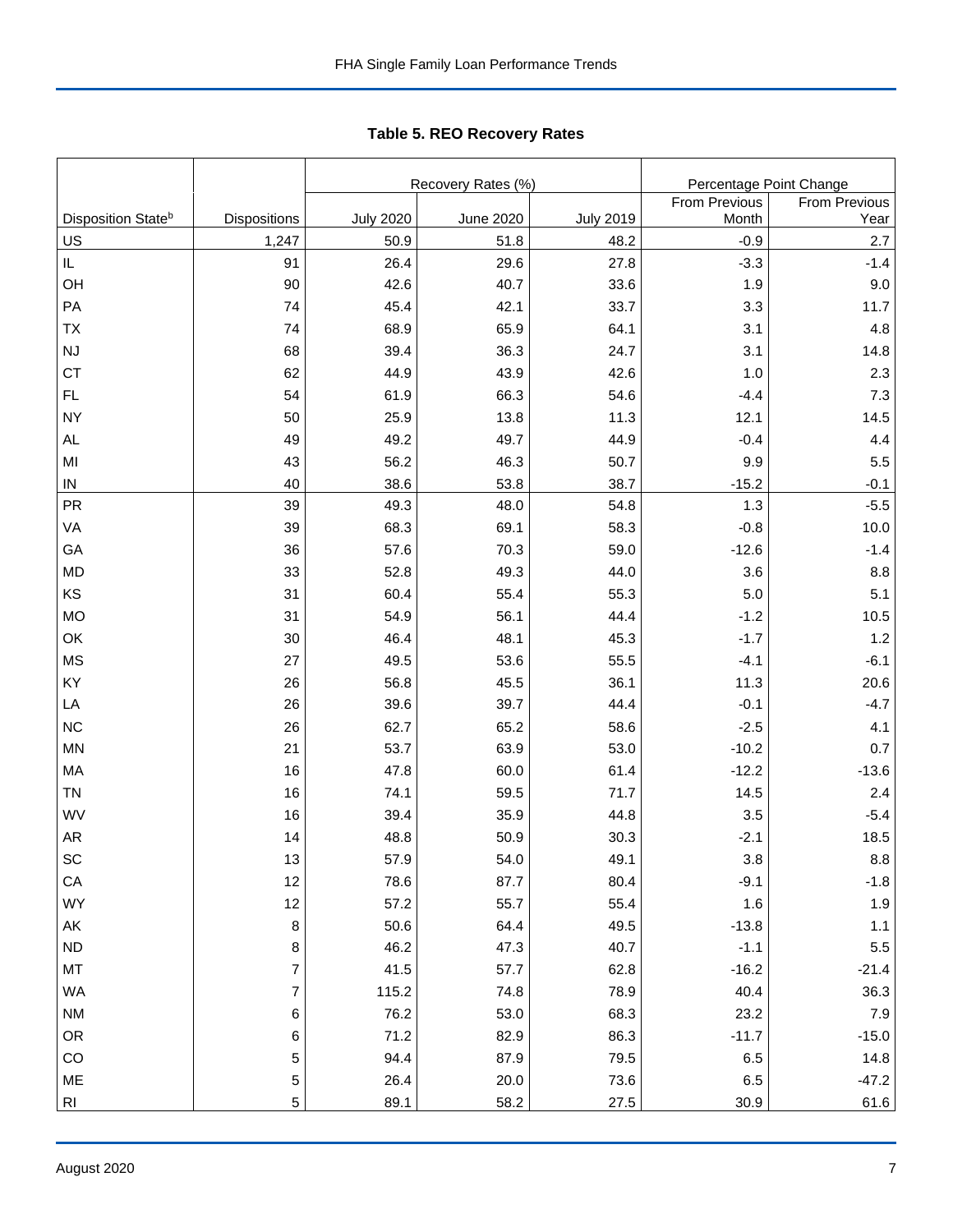## Table 5. REO Recovery Rates

| | | Recovery Rates (%) | | | Percentage Point Change | |
|---|---|---|---|---|---|---|
| Disposition State[b] | Dispositions | July 2020 | June 2020 | July 2019 | From Previous Month | From Previous Year |
| US | 1,247 | 50.9 | 51.8 | 48.2 | -0.9 | 2.7 |
| IL | 91 | 26.4 | 29.6 | 27.8 | -3.3 | -1.4 |
| OH | 90 | 42.6 | 40.7 | 33.6 | 1.9 | 9.0 |
| PA | 74 | 45.4 | 42.1 | 33.7 | 3.3 | 11.7 |
| TX | 74 | 68.9 | 65.9 | 64.1 | 3.1 | 4.8 |
| NJ | 68 | 39.4 | 36.3 | 24.7 | 3.1 | 14.8 |
| CT | 62 | 44.9 | 43.9 | 42.6 | 1.0 | 2.3 |
| FL | 54 | 61.9 | 66.3 | 54.6 | -4.4 | 7.3 |
| NY | 50 | 25.9 | 13.8 | 11.3 | 12.1 | 14.5 |
| AL | 49 | 49.2 | 49.7 | 44.9 | -0.4 | 4.4 |
| MI | 43 | 56.2 | 46.3 | 50.7 | 9.9 | 5.5 |
| IN | 40 | 38.6 | 53.8 | 38.7 | -15.2 | -0.1 |
| PR | 39 | 49.3 | 48.0 | 54.8 | 1.3 | -5.5 |
| VA | 39 | 68.3 | 69.1 | 58.3 | -0.8 | 10.0 |
| GA | 36 | 57.6 | 70.3 | 59.0 | -12.6 | -1.4 |
| MD | 33 | 52.8 | 49.3 | 44.0 | 3.6 | 8.8 |
| KS | 31 | 60.4 | 55.4 | 55.3 | 5.0 | 5.1 |
| MO | 31 | 54.9 | 56.1 | 44.4 | -1.2 | 10.5 |
| OK | 30 | 46.4 | 48.1 | 45.3 | -1.7 | 1.2 |
| MS | 27 | 49.5 | 53.6 | 55.5 | -4.1 | -6.1 |
| KY | 26 | 56.8 | 45.5 | 36.1 | 11.3 | 20.6 |
| LA | 26 | 39.6 | 39.7 | 44.4 | -0.1 | -4.7 |
| NC | 26 | 62.7 | 65.2 | 58.6 | -2.5 | 4.1 |
| MN | 21 | 53.7 | 63.9 | 53.0 | -10.2 | 0.7 |
| MA | 16 | 47.8 | 60.0 | 61.4 | -12.2 | -13.6 |
| TN | 16 | 74.1 | 59.5 | 71.7 | 14.5 | 2.4 |
| WV | 16 | 39.4 | 35.9 | 44.8 | 3.5 | -5.4 |
| AR | 14 | 48.8 | 50.9 | 30.3 | -2.1 | 18.5 |
| SC | 13 | 57.9 | 54.0 | 49.1 | 3.8 | 8.8 |
| CA | 12 | 78.6 | 87.7 | 80.4 | -9.1 | -1.8 |
| WY | 12 | 57.2 | 55.7 | 55.4 | 1.6 | 1.9 |
| AK | 8 | 50.6 | 64.4 | 49.5 | -13.8 | 1.1 |
| ND | 8 | 46.2 | 47.3 | 40.7 | -1.1 | 5.5 |
| MT | 7 | 41.5 | 57.7 | 62.8 | -16.2 | -21.4 |
| WA | 7 | 115.2 | 74.8 | 78.9 | 40.4 | 36.3 |
| NM | 6 | 76.2 | 53.0 | 68.3 | 23.2 | 7.9 |
| OR | 6 | 71.2 | 82.9 | 86.3 | -11.7 | -15.0 |
| CO | 5 | 94.4 | 87.9 | 79.5 | 6.5 | 14.8 |
| ME | 5 | 26.4 | 20.0 | 73.6 | 6.5 | -47.2 |
| RI | 5 | 89.1 | 58.2 | 27.5 | 30.9 | 61.6 |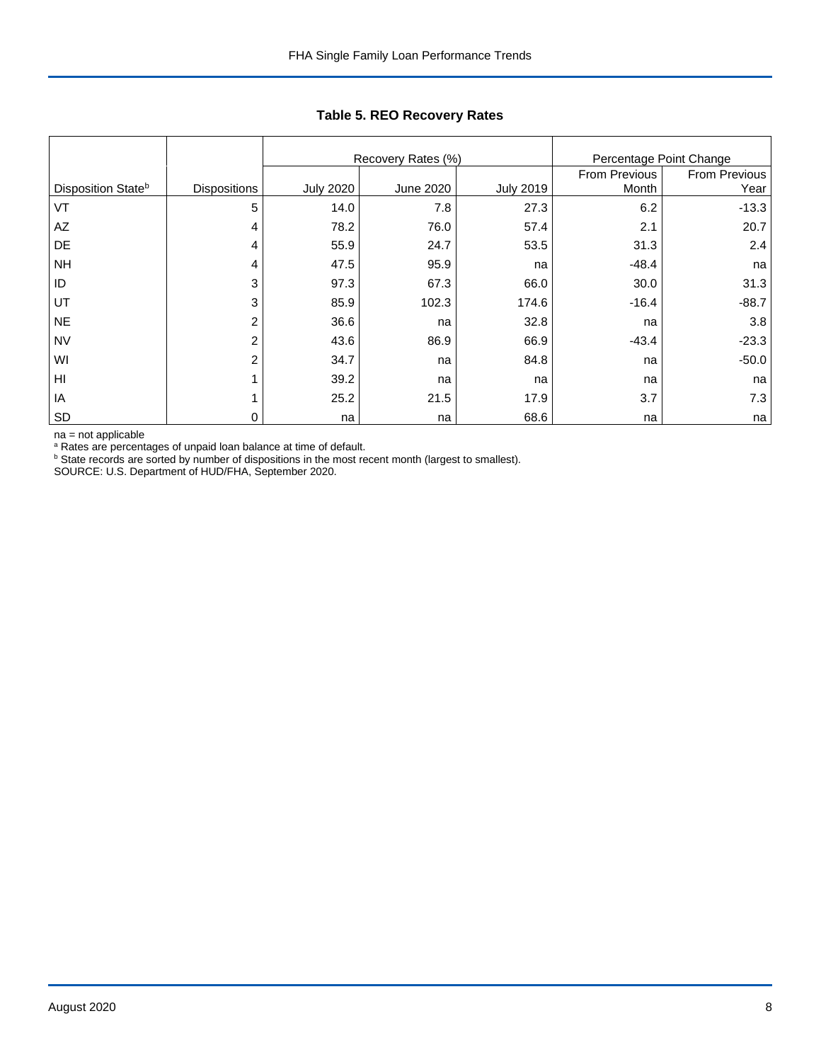# Table 5. REO Recovery Rates

| Disposition State[b] | Dispositions | Recovery Rates (%) | | | Percentage Point Change | |
|---|---|---|---|---|---|---|
| | | July 2020 | June 2020 | July 2019 | From Previous Month | From Previous Year |
| VT | 5 | 14.0 | 7.8 | 27.3 | 6.2 | -13.3 |
| AZ | 4 | 78.2 | 76.0 | 57.4 | 2.1 | 20.7 |
| DE | 4 | 55.9 | 24.7 | 53.5 | 31.3 | 2.4 |
| NH | 4 | 47.5 | 95.9 | na | -48.4 | na |
| ID | 3 | 97.3 | 67.3 | 66.0 | 30.0 | 31.3 |
| UT | 3 | 85.9 | 102.3 | 174.6 | -16.4 | -88.7 |
| NE | 2 | 36.6 | na | 32.8 | na | 3.8 |
| NV | 2 | 43.6 | 86.9 | 66.9 | -43.4 | -23.3 |
| WI | 2 | 34.7 | na | 84.8 | na | -50.0 |
| HI | 1 | 39.2 | na | na | na | na |
| IA | 1 | 25.2 | 21.5 | 17.9 | 3.7 | 7.3 |
| SD | 0 | na | na | 68.6 | na | na |

na = not applicable
[a] Rates are percentages of unpaid loan balance at time of default.
[b] State records are sorted by number of dispositions in the most recent month (largest to smallest).
SOURCE: U.S. Department of HUD/FHA, September 2020.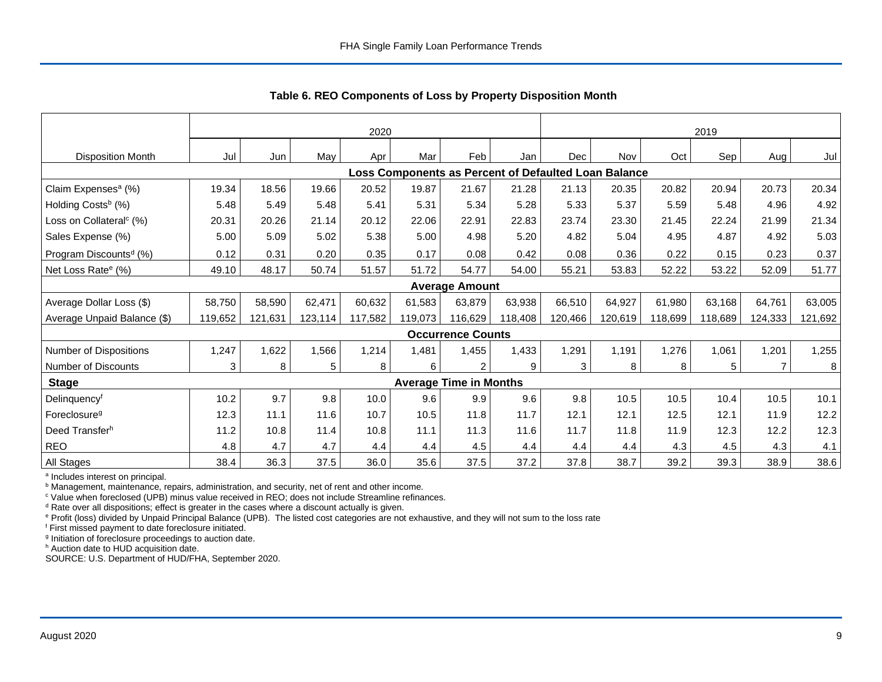### Table 6. REO Components of Loss by Property Disposition Month

| | 2020 | | | | | | | 2019 | | | | | |
|---|---|---|---|---|---|---|---|---|---|---|---|---|---|
| Disposition Month | Jul | Jun | May | Apr | Mar | Feb | Jan | Dec | Nov | Oct | Sep | Aug | Jul |
| **Loss Components as Percent of Defaulted Loan Balance** | | | | | | | | | | | | | |
| Claim Expenses[a] (%) | 19.34 | 18.56 | 19.66 | 20.52 | 19.87 | 21.67 | 21.28 | 21.13 | 20.35 | 20.82 | 20.94 | 20.73 | 20.34 |
| Holding Costs[b] (%) | 5.48 | 5.49 | 5.48 | 5.41 | 5.31 | 5.34 | 5.28 | 5.33 | 5.37 | 5.59 | 5.48 | 4.96 | 4.92 |
| Loss on Collateral[c] (%) | 20.31 | 20.26 | 21.14 | 20.12 | 22.06 | 22.91 | 22.83 | 23.74 | 23.30 | 21.45 | 22.24 | 21.99 | 21.34 |
| Sales Expense (%) | 5.00 | 5.09 | 5.02 | 5.38 | 5.00 | 4.98 | 5.20 | 4.82 | 5.04 | 4.95 | 4.87 | 4.92 | 5.03 |
| Program Discounts[d] (%) | 0.12 | 0.31 | 0.20 | 0.35 | 0.17 | 0.08 | 0.42 | 0.08 | 0.36 | 0.22 | 0.15 | 0.23 | 0.37 |
| Net Loss Rate[e] (%) | 49.10 | 48.17 | 50.74 | 51.57 | 51.72 | 54.77 | 54.00 | 55.21 | 53.83 | 52.22 | 53.22 | 52.09 | 51.77 |
| **Average Amount** | | | | | | | | | | | | | |
| Average Dollar Loss ($) | 58,750 | 58,590 | 62,471 | 60,632 | 61,583 | 63,879 | 63,938 | 66,510 | 64,927 | 61,980 | 63,168 | 64,761 | 63,005 |
| Average Unpaid Balance ($) | 119,652 | 121,631 | 123,114 | 117,582 | 119,073 | 116,629 | 118,408 | 120,466 | 120,619 | 118,699 | 118,689 | 124,333 | 121,692 |
| **Occurrence Counts** | | | | | | | | | | | | | |
| Number of Dispositions | 1,247 | 1,622 | 1,566 | 1,214 | 1,481 | 1,455 | 1,433 | 1,291 | 1,191 | 1,276 | 1,061 | 1,201 | 1,255 |
| Number of Discounts | 3 | 8 | 5 | 8 | 6 | 2 | 9 | 3 | 8 | 8 | 5 | 7 | 8 |
| **Stage** | **Average Time in Months** | | | | | | | | | | | | |
| Delinquency[f] | 10.2 | 9.7 | 9.8 | 10.0 | 9.6 | 9.9 | 9.6 | 9.8 | 10.5 | 10.5 | 10.4 | 10.5 | 10.1 |
| Foreclosure[g] | 12.3 | 11.1 | 11.6 | 10.7 | 10.5 | 11.8 | 11.7 | 12.1 | 12.1 | 12.5 | 12.1 | 11.9 | 12.2 |
| Deed Transfer[h] | 11.2 | 10.8 | 11.4 | 10.8 | 11.1 | 11.3 | 11.6 | 11.7 | 11.8 | 11.9 | 12.3 | 12.2 | 12.3 |
| REO | 4.8 | 4.7 | 4.7 | 4.4 | 4.4 | 4.5 | 4.4 | 4.4 | 4.4 | 4.3 | 4.5 | 4.3 | 4.1 |
| All Stages | 38.4 | 36.3 | 37.5 | 36.0 | 35.6 | 37.5 | 37.2 | 37.8 | 38.7 | 39.2 | 39.3 | 38.9 | 38.6 |

[a] Includes interest on principal.
[b] Management, maintenance, repairs, administration, and security, net of rent and other income.
[c] Value when foreclosed (UPB) minus value received in REO; does not include Streamline refinances.
[d] Rate over all dispositions; effect is greater in the cases where a discount actually is given.
[e] Profit (loss) divided by Unpaid Principal Balance (UPB). The listed cost categories are not exhaustive, and they will not sum to the loss rate
[f] First missed payment to date foreclosure initiated.
[g] Initiation of foreclosure proceedings to auction date.
[h] Auction date to HUD acquisition date.
SOURCE: U.S. Department of HUD/FHA, September 2020.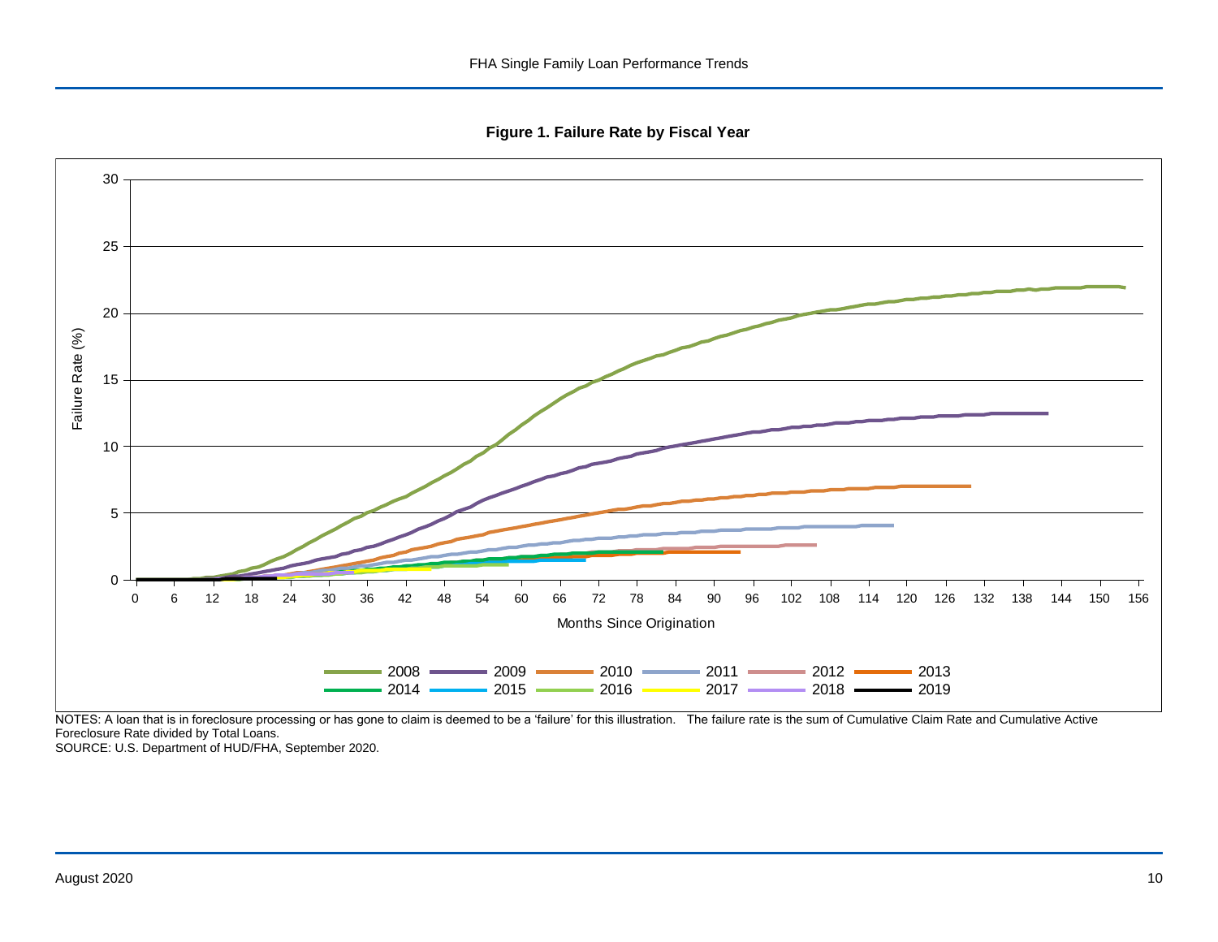**Figure 1. Failure Rate by Fiscal Year**

Failure Rate (%)

30

25

20

15

10

5

0

0 6 12 18 24 30 36 42 48 54 60 66 72 78 84 90 96 102 108 114 120 126 132 138 144 150 156

Months Since Origination

2008 2009 2010 2011 2012 2013
2014 2015 2016 2017 2018 2019

NOTES: A loan that is in foreclosure processing or has gone to claim is deemed to be a 'failure' for this illustration. The failure rate is the sum of Cumulative Claim Rate and Cumulative Active Foreclosure Rate divided by Total Loans.

SOURCE: U.S. Department of HUD/FHA, September 2020.